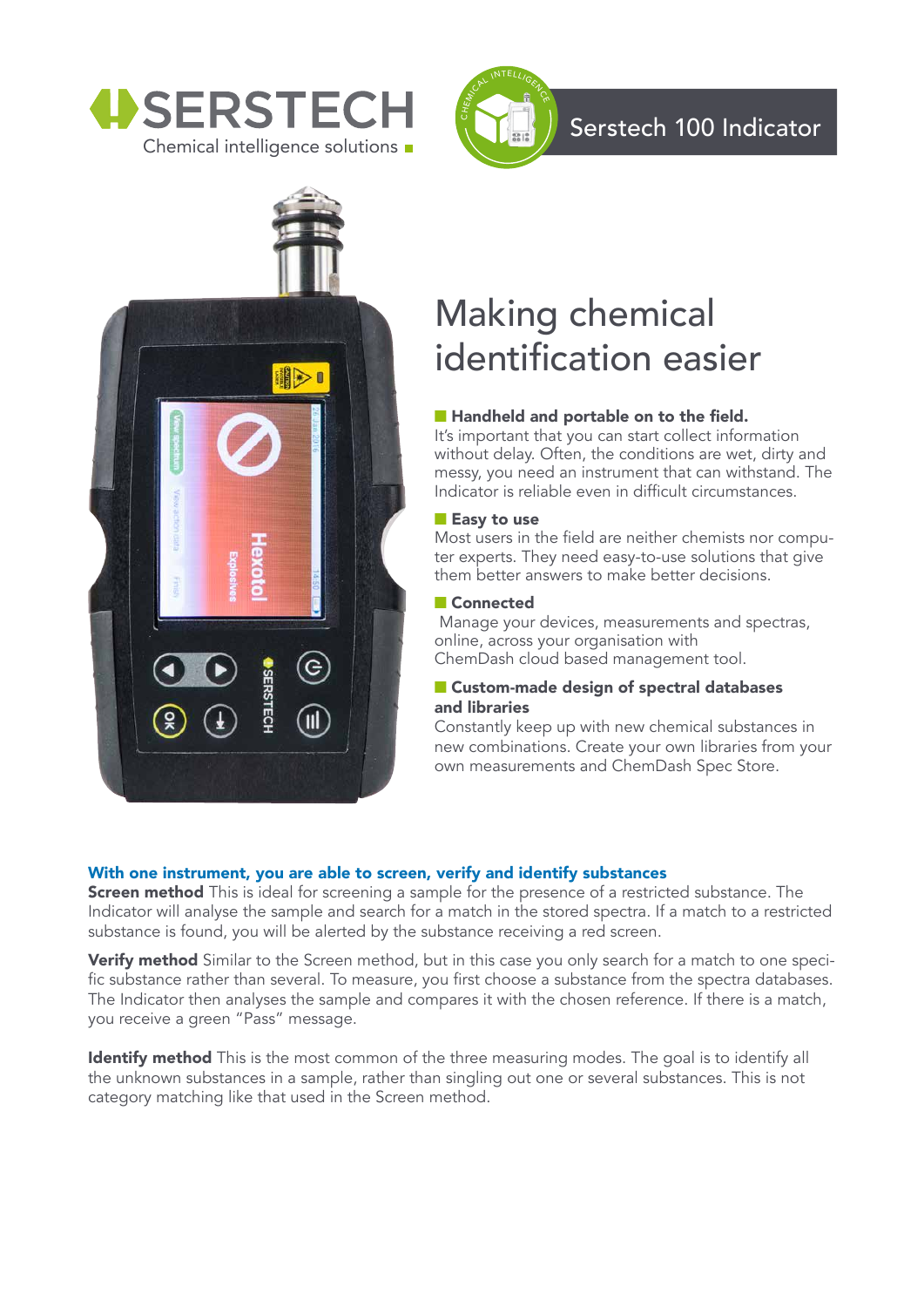SERSTECH
Chemical intelligence solutions

Serstech 100 Indicator

# Making chemical identification easier

**Handheld and portable on to the field.**
It's important that you can start collect information without delay. Often, the conditions are wet, dirty and messy, you need an instrument that can withstand. The Indicator is reliable even in difficult circumstances.

**Easy to use**
Most users in the field are neither chemists nor computer experts. They need easy-to-use solutions that give them better answers to make better decisions.

**Connected**
Manage your devices, measurements and spectras, online, across your organisation with ChemDash cloud based management tool.

**Custom-made design of spectral databases and libraries**
Constantly keep up with new chemical substances in new combinations. Create your own libraries from your own measurements and ChemDash Spec Store.

## With one instrument, you are able to screen, verify and identify substances

**Screen method** This is ideal for screening a sample for the presence of a restricted substance. The Indicator will analyse the sample and search for a match in the stored spectra. If a match to a restricted substance is found, you will be alerted by the substance receiving a red screen.

**Verify method** Similar to the Screen method, but in this case you only search for a match to one specific substance rather than several. To measure, you first choose a substance from the spectra databases. The Indicator then analyses the sample and compares it with the chosen reference. If there is a match, you receive a green "Pass" message.

**Identify method** This is the most common of the three measuring modes. The goal is to identify all the unknown substances in a sample, rather than singling out one or several substances. This is not category matching like that used in the Screen method.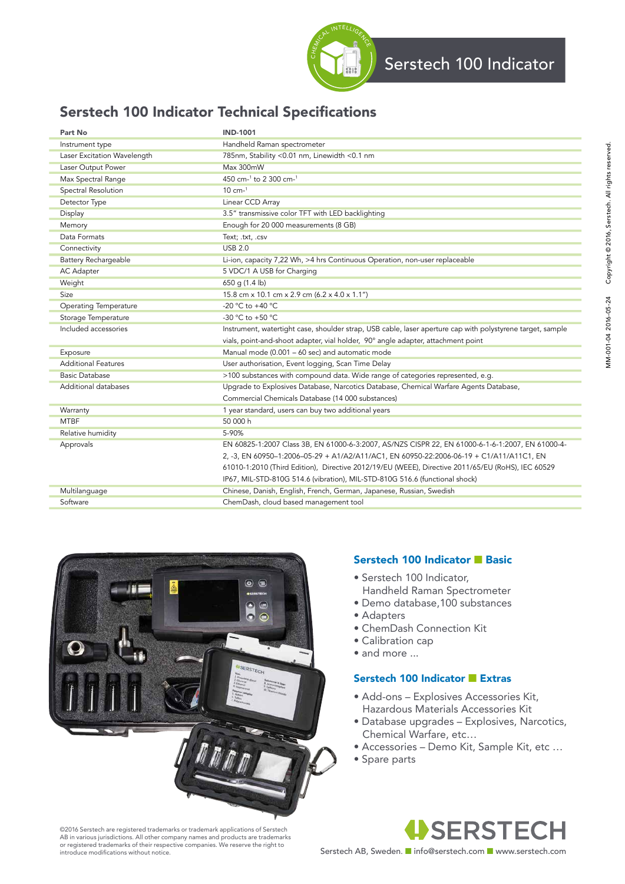# Serstech 100 Indicator

## Serstech 100 Indicator Technical Specifications

| Part No | IND-1001 |
|---|---|
| Instrument type | Handheld Raman spectrometer |
| Laser Excitation Wavelength | 785nm, Stability <0.01 nm, Linewidth <0.1 nm |
| Laser Output Power | Max 300mW |
| Max Spectral Range | 450 cm-1 to 2 300 cm-1 |
| Spectral Resolution | 10 cm-1 |
| Detector Type | Linear CCD Array |
| Display | 3.5" transmissive color TFT with LED backlighting |
| Memory | Enough for 20 000 measurements (8 GB) |
| Data Formats | Text; .txt, .csv |
| Connectivity | USB 2.0 |
| Battery Rechargeable | Li-ion, capacity 7,22 Wh, >4 hrs Continuous Operation, non-user replaceable |
| AC Adapter | 5 VDC/1 A USB for Charging |
| Weight | 650 g (1.4 lb) |
| Size | 15.8 cm x 10.1 cm x 2.9 cm (6.2 x 4.0 x 1.1") |
| Operating Temperature | -20 °C to +40 °C |
| Storage Temperature | -30 °C to +50 °C |
| Included accessories | Instrument, watertight case, shoulder strap, USB cable, laser aperture cap with polystyrene target, sample vials, point-and-shoot adapter, vial holder, 90° angle adapter, attachment point |
| Exposure | Manual mode (0.001 – 60 sec) and automatic mode |
| Additional Features | User authorisation, Event logging, Scan Time Delay |
| Basic Database | >100 substances with compound data. Wide range of categories represented, e.g. |
| Additional databases | Upgrade to Explosives Database, Narcotics Database, Chemical Warfare Agents Database, Commercial Chemicals Database (14 000 substances) |
| Warranty | 1 year standard, users can buy two additional years |
| MTBF | 50 000 h |
| Relative humidity | 5-90% |
| Approvals | EN 60825-1:2007 Class 3B, EN 61000-6-3:2007, AS/NZS CISPR 22, EN 61000-6-1-6-1:2007, EN 61000-4-2, -3, EN 60950–1:2006–05-29 + A1/A2/A11/AC1, EN 60950-22:2006-06-19 + C1/A11/A11C1, EN 61010-1:2010 (Third Edition), Directive 2012/19/EU (WEEE), Directive 2011/65/EU (RoHS), IEC 60529 IP67, MIL-STD-810G 514.6 (vibration), MIL-STD-810G 516.6 (functional shock) |
| Multilanguage | Chinese, Danish, English, French, German, Japanese, Russian, Swedish |
| Software | ChemDash, cloud based management tool |

### Serstech 100 Indicator ■ Basic

- Serstech 100 Indicator, Handheld Raman Spectrometer
- Demo database,100 substances
- Adapters
- ChemDash Connection Kit
- Calibration cap
- and more ...

### Serstech 100 Indicator ■ Extras

- Add-ons – Explosives Accessories Kit, Hazardous Materials Accessories Kit
- Database upgrades – Explosives, Narcotics, Chemical Warfare, etc…
- Accessories – Demo Kit, Sample Kit, etc …
- Spare parts

©2016 Serstech are registered trademarks or trademark applications of Serstech AB in various jurisdictions. All other company names and products are trademarks or registered trademarks of their respective companies. We reserve the right to introduce modifications without notice.

SERSTECH

Serstech AB, Sweden. ■ info@serstech.com ■ www.serstech.com

MM-001-04 2016-05-24 Copyright © 2016, Serstech. All rights reserved.